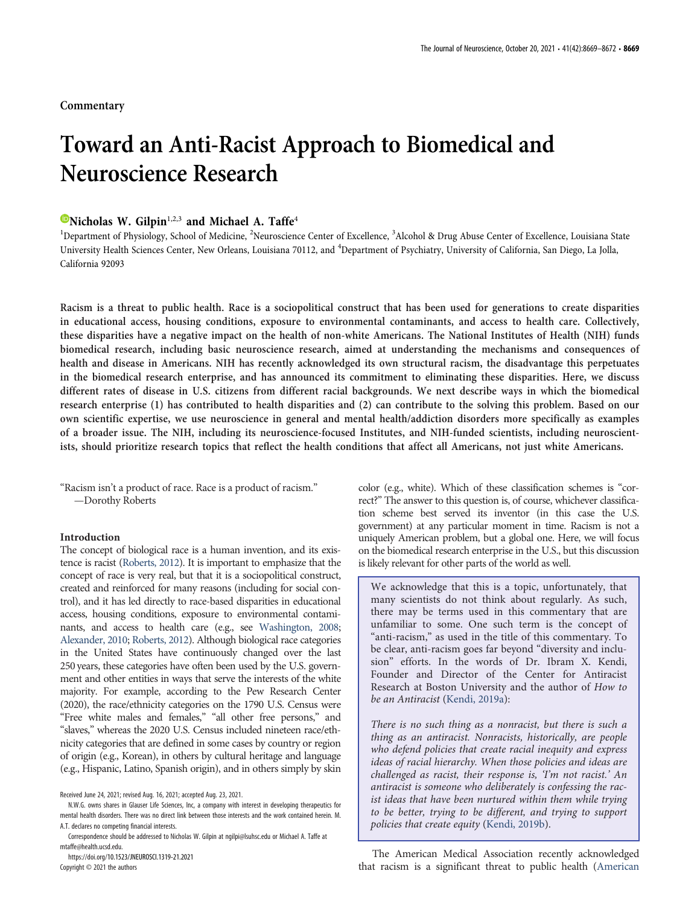Commentary

# Toward an Anti-Racist Approach to Biomedical and Neuroscience Research

**Nicholas W. Gilpin**[1,2,3] **and Michael A. Taffe**[4]

[1]Department of Physiology, School of Medicine, [2]Neuroscience Center of Excellence, [3]Alcohol & Drug Abuse Center of Excellence, Louisiana State University Health Sciences Center, New Orleans, Louisiana 70112, and [4]Department of Psychiatry, University of California, San Diego, La Jolla, California 92093

**Racism is a threat to public health. Race is a sociopolitical construct that has been used for generations to create disparities in educational access, housing conditions, exposure to environmental contaminants, and access to health care. Collectively, these disparities have a negative impact on the health of non-white Americans. The National Institutes of Health (NIH) funds biomedical research, including basic neuroscience research, aimed at understanding the mechanisms and consequences of health and disease in Americans. NIH has recently acknowledged its own structural racism, the disadvantage this perpetuates in the biomedical research enterprise, and has announced its commitment to eliminating these disparities. Here, we discuss different rates of disease in U.S. citizens from different racial backgrounds. We next describe ways in which the biomedical research enterprise (1) has contributed to health disparities and (2) can contribute to the solving this problem. Based on our own scientific expertise, we use neuroscience in general and mental health/addiction disorders more specifically as examples of a broader issue. The NIH, including its neuroscience-focused Institutes, and NIH-funded scientists, including neuroscientists, should prioritize research topics that reflect the health conditions that affect all Americans, not just white Americans.**

"Racism isn't a product of race. Race is a product of racism."
—Dorothy Roberts

## Introduction

The concept of biological race is a human invention, and its existence is racist (Roberts, 2012). It is important to emphasize that the concept of race is very real, but that it is a sociopolitical construct, created and reinforced for many reasons (including for social control), and it has led directly to race-based disparities in educational access, housing conditions, exposure to environmental contaminants, and access to health care (e.g., see Washington, 2008; Alexander, 2010; Roberts, 2012). Although biological race categories in the United States have continuously changed over the last 250 years, these categories have often been used by the U.S. government and other entities in ways that serve the interests of the white majority. For example, according to the Pew Research Center (2020), the race/ethnicity categories on the 1790 U.S. Census were "Free white males and females," "all other free persons," and "slaves," whereas the 2020 U.S. Census included nineteen race/ethnicity categories that are defined in some cases by country or region of origin (e.g., Korean), in others by cultural heritage and language (e.g., Hispanic, Latino, Spanish origin), and in others simply by skin color (e.g., white). Which of these classification schemes is "correct?" The answer to this question is, of course, whichever classification scheme best served its inventor (in this case the U.S. government) at any particular moment in time. Racism is not a uniquely American problem, but a global one. Here, we will focus on the biomedical research enterprise in the U.S., but this discussion is likely relevant for other parts of the world as well.

> We acknowledge that this is a topic, unfortunately, that many scientists do not think about regularly. As such, there may be terms used in this commentary that are unfamiliar to some. One such term is the concept of "anti-racism," as used in the title of this commentary. To be clear, anti-racism goes far beyond "diversity and inclusion" efforts. In the words of Dr. Ibram X. Kendi, Founder and Director of the Center for Antiracist Research at Boston University and the author of *How to be an Antiracist* (Kendi, 2019a):
>
> *There is no such thing as a nonracist, but there is such a thing as an antiracist. Nonracists, historically, are people who defend policies that create racial inequity and express ideas of racial hierarchy. When those policies and ideas are challenged as racist, their response is, 'I'm not racist.' An antiracist is someone who deliberately is confessing the racist ideas that have been nurtured within them while trying to be better, trying to be different, and trying to support policies that create equity* (Kendi, 2019b).

The American Medical Association recently acknowledged that racism is a significant threat to public health (American

Received June 24, 2021; revised Aug. 16, 2021; accepted Aug. 23, 2021.

N.W.G. owns shares in Glauser Life Sciences, Inc, a company with interest in developing therapeutics for mental health disorders. There was no direct link between those interests and the work contained herein. M.A.T. declares no competing financial interests.

Correspondence should be addressed to Nicholas W. Gilpin at ngilpi@lsuhsc.edu or Michael A. Taffe at mtaffe@health.ucsd.edu.

https://doi.org/10.1523/JNEUROSCI.1319-21.2021

Copyright © 2021 the authors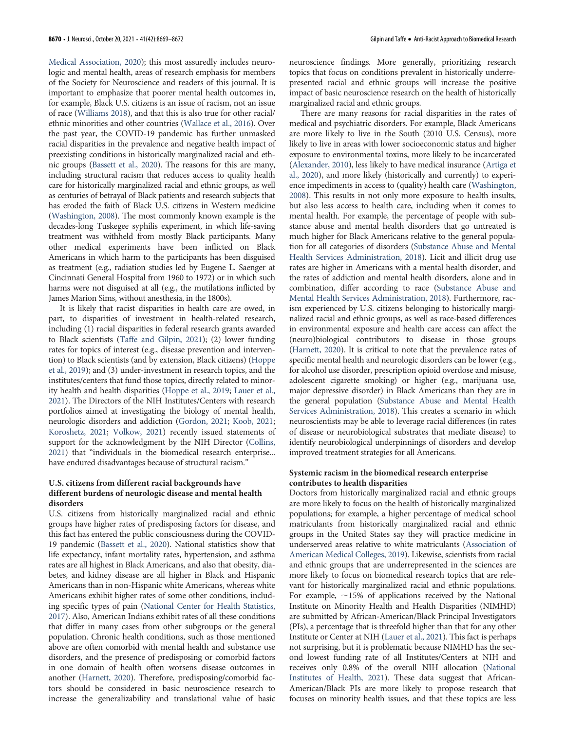Medical Association, 2020); this most assuredly includes neurologic and mental health, areas of research emphasis for members of the Society for Neuroscience and readers of this journal. It is important to emphasize that poorer mental health outcomes in, for example, Black U.S. citizens is an issue of racism, not an issue of race (Williams 2018), and that this is also true for other racial/ethnic minorities and other countries (Wallace et al., 2016). Over the past year, the COVID-19 pandemic has further unmasked racial disparities in the prevalence and negative health impact of preexisting conditions in historically marginalized racial and ethnic groups (Bassett et al., 2020). The reasons for this are many, including structural racism that reduces access to quality health care for historically marginalized racial and ethnic groups, as well as centuries of betrayal of Black patients and research subjects that has eroded the faith of Black U.S. citizens in Western medicine (Washington, 2008). The most commonly known example is the decades-long Tuskegee syphilis experiment, in which life-saving treatment was withheld from mostly Black participants. Many other medical experiments have been inflicted on Black Americans in which harm to the participants has been disguised as treatment (e.g., radiation studies led by Eugene L. Saenger at Cincinnati General Hospital from 1960 to 1972) or in which such harms were not disguised at all (e.g., the mutilations inflicted by James Marion Sims, without anesthesia, in the 1800s).

It is likely that racist disparities in health care are owed, in part, to disparities of investment in health-related research, including (1) racial disparities in federal research grants awarded to Black scientists (Taffe and Gilpin, 2021); (2) lower funding rates for topics of interest (e.g., disease prevention and intervention) to Black scientists (and by extension, Black citizens) (Hoppe et al., 2019); and (3) under-investment in research topics, and the institutes/centers that fund those topics, directly related to minority health and health disparities (Hoppe et al., 2019; Lauer et al., 2021). The Directors of the NIH Institutes/Centers with research portfolios aimed at investigating the biology of mental health, neurologic disorders and addiction (Gordon, 2021; Koob, 2021; Koroshetz, 2021; Volkow, 2021) recently issued statements of support for the acknowledgment by the NIH Director (Collins, 2021) that "individuals in the biomedical research enterprise... have endured disadvantages because of structural racism."

### U.S. citizens from different racial backgrounds have different burdens of neurologic disease and mental health disorders

U.S. citizens from historically marginalized racial and ethnic groups have higher rates of predisposing factors for disease, and this fact has entered the public consciousness during the COVID-19 pandemic (Bassett et al., 2020). National statistics show that life expectancy, infant mortality rates, hypertension, and asthma rates are all highest in Black Americans, and also that obesity, diabetes, and kidney disease are all higher in Black and Hispanic Americans than in non-Hispanic white Americans, whereas white Americans exhibit higher rates of some other conditions, including specific types of pain (National Center for Health Statistics, 2017). Also, American Indians exhibit rates of all these conditions that differ in many cases from other subgroups or the general population. Chronic health conditions, such as those mentioned above are often comorbid with mental health and substance use disorders, and the presence of predisposing or comorbid factors in one domain of health often worsens disease outcomes in another (Harnett, 2020). Therefore, predisposing/comorbid factors should be considered in basic neuroscience research to increase the generalizability and translational value of basic neuroscience findings. More generally, prioritizing research topics that focus on conditions prevalent in historically underrepresented racial and ethnic groups will increase the positive impact of basic neuroscience research on the health of historically marginalized racial and ethnic groups.

There are many reasons for racial disparities in the rates of medical and psychiatric disorders. For example, Black Americans are more likely to live in the South (2010 U.S. Census), more likely to live in areas with lower socioeconomic status and higher exposure to environmental toxins, more likely to be incarcerated (Alexander, 2010), less likely to have medical insurance (Artiga et al., 2020), and more likely (historically and currently) to experience impediments in access to (quality) health care (Washington, 2008). This results in not only more exposure to health insults, but also less access to health care, including when it comes to mental health. For example, the percentage of people with substance abuse and mental health disorders that go untreated is much higher for Black Americans relative to the general population for all categories of disorders (Substance Abuse and Mental Health Services Administration, 2018). Licit and illicit drug use rates are higher in Americans with a mental health disorder, and the rates of addiction and mental health disorders, alone and in combination, differ according to race (Substance Abuse and Mental Health Services Administration, 2018). Furthermore, racism experienced by U.S. citizens belonging to historically marginalized racial and ethnic groups, as well as race-based differences in environmental exposure and health care access can affect the (neuro)biological contributors to disease in those groups (Harnett, 2020). It is critical to note that the prevalence rates of specific mental health and neurologic disorders can be lower (e.g., for alcohol use disorder, prescription opioid overdose and misuse, adolescent cigarette smoking) or higher (e.g., marijuana use, major depressive disorder) in Black Americans than they are in the general population (Substance Abuse and Mental Health Services Administration, 2018). This creates a scenario in which neuroscientists may be able to leverage racial differences (in rates of disease or neurobiological substrates that mediate disease) to identify neurobiological underpinnings of disorders and develop improved treatment strategies for all Americans.

### Systemic racism in the biomedical research enterprise contributes to health disparities

Doctors from historically marginalized racial and ethnic groups are more likely to focus on the health of historically marginalized populations; for example, a higher percentage of medical school matriculants from historically marginalized racial and ethnic groups in the United States say they will practice medicine in underserved areas relative to white matriculants (Association of American Medical Colleges, 2019). Likewise, scientists from racial and ethnic groups that are underrepresented in the sciences are more likely to focus on biomedical research topics that are relevant for historically marginalized racial and ethnic populations. For example, ~15% of applications received by the National Institute on Minority Health and Health Disparities (NIMHD) are submitted by African-American/Black Principal Investigators (PIs), a percentage that is threefold higher than that for any other Institute or Center at NIH (Lauer et al., 2021). This fact is perhaps not surprising, but it is problematic because NIMHD has the second lowest funding rate of all Institutes/Centers at NIH and receives only 0.8% of the overall NIH allocation (National Institutes of Health, 2021). These data suggest that African-American/Black PIs are more likely to propose research that focuses on minority health issues, and that these topics are less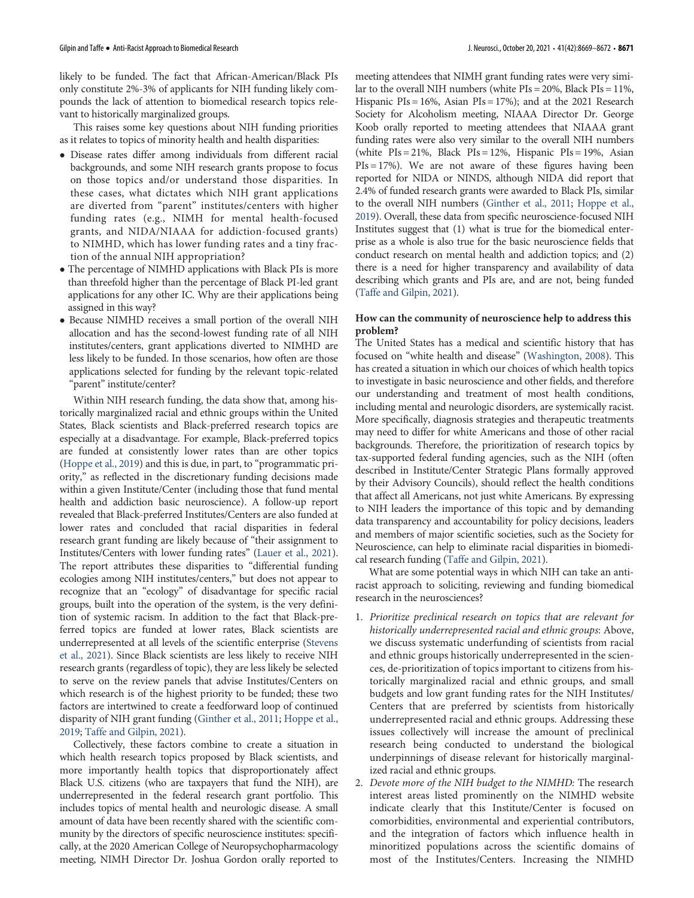likely to be funded. The fact that African-American/Black PIs only constitute 2%-3% of applicants for NIH funding likely compounds the lack of attention to biomedical research topics relevant to historically marginalized groups.

This raises some key questions about NIH funding priorities as it relates to topics of minority health and health disparities:

- Disease rates differ among individuals from different racial backgrounds, and some NIH research grants propose to focus on those topics and/or understand those disparities. In these cases, what dictates which NIH grant applications are diverted from "parent" institutes/centers with higher funding rates (e.g., NIMH for mental health-focused grants, and NIDA/NIAAA for addiction-focused grants) to NIMHD, which has lower funding rates and a tiny fraction of the annual NIH appropriation?
- The percentage of NIMHD applications with Black PIs is more than threefold higher than the percentage of Black PI-led grant applications for any other IC. Why are their applications being assigned in this way?
- Because NIMHD receives a small portion of the overall NIH allocation and has the second-lowest funding rate of all NIH institutes/centers, grant applications diverted to NIMHD are less likely to be funded. In those scenarios, how often are those applications selected for funding by the relevant topic-related "parent" institute/center?

Within NIH research funding, the data show that, among historically marginalized racial and ethnic groups within the United States, Black scientists and Black-preferred research topics are especially at a disadvantage. For example, Black-preferred topics are funded at consistently lower rates than are other topics (Hoppe et al., 2019) and this is due, in part, to "programmatic priority," as reflected in the discretionary funding decisions made within a given Institute/Center (including those that fund mental health and addiction basic neuroscience). A follow-up report revealed that Black-preferred Institutes/Centers are also funded at lower rates and concluded that racial disparities in federal research grant funding are likely because of "their assignment to Institutes/Centers with lower funding rates" (Lauer et al., 2021). The report attributes these disparities to "differential funding ecologies among NIH institutes/centers," but does not appear to recognize that an "ecology" of disadvantage for specific racial groups, built into the operation of the system, is the very definition of systemic racism. In addition to the fact that Black-preferred topics are funded at lower rates, Black scientists are underrepresented at all levels of the scientific enterprise (Stevens et al., 2021). Since Black scientists are less likely to receive NIH research grants (regardless of topic), they are less likely be selected to serve on the review panels that advise Institutes/Centers on which research is of the highest priority to be funded; these two factors are intertwined to create a feedforward loop of continued disparity of NIH grant funding (Ginther et al., 2011; Hoppe et al., 2019; Taffe and Gilpin, 2021).

Collectively, these factors combine to create a situation in which health research topics proposed by Black scientists, and more importantly health topics that disproportionately affect Black U.S. citizens (who are taxpayers that fund the NIH), are underrepresented in the federal research grant portfolio. This includes topics of mental health and neurologic disease. A small amount of data have been recently shared with the scientific community by the directors of specific neuroscience institutes: specifically, at the 2020 American College of Neuropsychopharmacology meeting, NIMH Director Dr. Joshua Gordon orally reported to meeting attendees that NIMH grant funding rates were very similar to the overall NIH numbers (white PIs = 20%, Black PIs = 11%, Hispanic PIs = 16%, Asian PIs = 17%); and at the 2021 Research Society for Alcoholism meeting, NIAAA Director Dr. George Koob orally reported to meeting attendees that NIAAA grant funding rates were also very similar to the overall NIH numbers (white PIs = 21%, Black PIs = 12%, Hispanic PIs = 19%, Asian PIs = 17%). We are not aware of these figures having been reported for NIDA or NINDS, although NIDA did report that 2.4% of funded research grants were awarded to Black PIs, similar to the overall NIH numbers (Ginther et al., 2011; Hoppe et al., 2019). Overall, these data from specific neuroscience-focused NIH Institutes suggest that (1) what is true for the biomedical enterprise as a whole is also true for the basic neuroscience fields that conduct research on mental health and addiction topics; and (2) there is a need for higher transparency and availability of data describing which grants and PIs are, and are not, being funded (Taffe and Gilpin, 2021).

### How can the community of neuroscience help to address this problem?

The United States has a medical and scientific history that has focused on "white health and disease" (Washington, 2008). This has created a situation in which our choices of which health topics to investigate in basic neuroscience and other fields, and therefore our understanding and treatment of most health conditions, including mental and neurologic disorders, are systemically racist. More specifically, diagnosis strategies and therapeutic treatments may need to differ for white Americans and those of other racial backgrounds. Therefore, the prioritization of research topics by tax-supported federal funding agencies, such as the NIH (often described in Institute/Center Strategic Plans formally approved by their Advisory Councils), should reflect the health conditions that affect all Americans, not just white Americans. By expressing to NIH leaders the importance of this topic and by demanding data transparency and accountability for policy decisions, leaders and members of major scientific societies, such as the Society for Neuroscience, can help to eliminate racial disparities in biomedical research funding (Taffe and Gilpin, 2021).

What are some potential ways in which NIH can take an anti-racist approach to soliciting, reviewing and funding biomedical research in the neurosciences?

1. *Prioritize preclinical research on topics that are relevant for historically underrepresented racial and ethnic groups*: Above, we discuss systematic underfunding of scientists from racial and ethnic groups historically underrepresented in the sciences, de-prioritization of topics important to citizens from historically marginalized racial and ethnic groups, and small budgets and low grant funding rates for the NIH Institutes/Centers that are preferred by scientists from historically underrepresented racial and ethnic groups. Addressing these issues collectively will increase the amount of preclinical research being conducted to understand the biological underpinnings of disease relevant for historically marginalized racial and ethnic groups.
2. *Devote more of the NIH budget to the NIMHD:* The research interest areas listed prominently on the NIMHD website indicate clearly that this Institute/Center is focused on comorbidities, environmental and experiential contributors, and the integration of factors which influence health in minoritized populations across the scientific domains of most of the Institutes/Centers. Increasing the NIMHD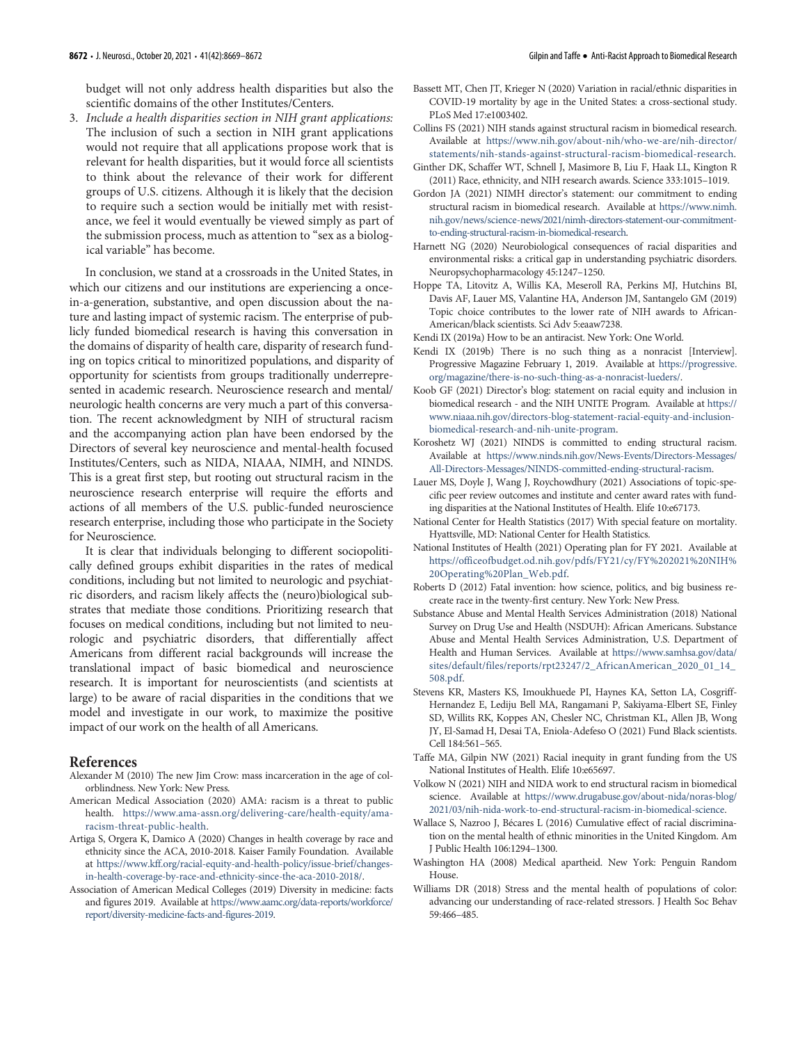budget will not only address health disparities but also the scientific domains of the other Institutes/Centers.

3. *Include a health disparities section in NIH grant applications:* The inclusion of such a section in NIH grant applications would not require that all applications propose work that is relevant for health disparities, but it would force all scientists to think about the relevance of their work for different groups of U.S. citizens. Although it is likely that the decision to require such a section would be initially met with resistance, we feel it would eventually be viewed simply as part of the submission process, much as attention to "sex as a biological variable" has become.

In conclusion, we stand at a crossroads in the United States, in which our citizens and our institutions are experiencing a once-in-a-generation, substantive, and open discussion about the nature and lasting impact of systemic racism. The enterprise of publicly funded biomedical research is having this conversation in the domains of disparity of health care, disparity of research funding on topics critical to minoritized populations, and disparity of opportunity for scientists from groups traditionally underrepresented in academic research. Neuroscience research and mental/neurologic health concerns are very much a part of this conversation. The recent acknowledgment by NIH of structural racism and the accompanying action plan have been endorsed by the Directors of several key neuroscience and mental-health focused Institutes/Centers, such as NIDA, NIAAA, NIMH, and NINDS. This is a great first step, but rooting out structural racism in the neuroscience research enterprise will require the efforts and actions of all members of the U.S. public-funded neuroscience research enterprise, including those who participate in the Society for Neuroscience.

It is clear that individuals belonging to different sociopolitically defined groups exhibit disparities in the rates of medical conditions, including but not limited to neurologic and psychiatric disorders, and racism likely affects the (neuro)biological substrates that mediate those conditions. Prioritizing research that focuses on medical conditions, including but not limited to neurologic and psychiatric disorders, that differentially affect Americans from different racial backgrounds will increase the translational impact of basic biomedical and neuroscience research. It is important for neuroscientists (and scientists at large) to be aware of racial disparities in the conditions that we model and investigate in our work, to maximize the positive impact of our work on the health of all Americans.

## References

Alexander M (2010) The new Jim Crow: mass incarceration in the age of colorblindness. New York: New Press.

American Medical Association (2020) AMA: racism is a threat to public health. https://www.ama-assn.org/delivering-care/health-equity/ama-racism-threat-public-health.

Artiga S, Orgera K, Damico A (2020) Changes in health coverage by race and ethnicity since the ACA, 2010-2018. Kaiser Family Foundation. Available at https://www.kff.org/racial-equity-and-health-policy/issue-brief/changes-in-health-coverage-by-race-and-ethnicity-since-the-aca-2010-2018/.

Association of American Medical Colleges (2019) Diversity in medicine: facts and figures 2019. Available at https://www.aamc.org/data-reports/workforce/report/diversity-medicine-facts-and-figures-2019.

Bassett MT, Chen JT, Krieger N (2020) Variation in racial/ethnic disparities in COVID-19 mortality by age in the United States: a cross-sectional study. PLoS Med 17:e1003402.

Collins FS (2021) NIH stands against structural racism in biomedical research. Available at https://www.nih.gov/about-nih/who-we-are/nih-director/statements/nih-stands-against-structural-racism-biomedical-research.

Ginther DK, Schaffer WT, Schnell J, Masimore B, Liu F, Haak LL, Kington R (2011) Race, ethnicity, and NIH research awards. Science 333:1015–1019.

Gordon JA (2021) NIMH director's statement: our commitment to ending structural racism in biomedical research. Available at https://www.nimh.nih.gov/news/science-news/2021/nimh-directors-statement-our-commitment-to-ending-structural-racism-in-biomedical-research.

Harnett NG (2020) Neurobiological consequences of racial disparities and environmental risks: a critical gap in understanding psychiatric disorders. Neuropsychopharmacology 45:1247–1250.

Hoppe TA, Litovitz A, Willis KA, Meseroll RA, Perkins MJ, Hutchins BI, Davis AF, Lauer MS, Valantine HA, Anderson JM, Santangelo GM (2019) Topic choice contributes to the lower rate of NIH awards to African-American/black scientists. Sci Adv 5:eaaw7238.

Kendi IX (2019a) How to be an antiracist. New York: One World.

Kendi IX (2019b) There is no such thing as a nonracist [Interview]. Progressive Magazine February 1, 2019. Available at https://progressive.org/magazine/there-is-no-such-thing-as-a-nonracist-lueders/.

Koob GF (2021) Director's blog: statement on racial equity and inclusion in biomedical research - and the NIH UNITE Program. Available at https://www.niaaa.nih.gov/directors-blog-statement-racial-equity-and-inclusion-biomedical-research-and-nih-unite-program.

Koroshetz WJ (2021) NINDS is committed to ending structural racism. Available at https://www.ninds.nih.gov/News-Events/Directors-Messages/All-Directors-Messages/NINDS-committed-ending-structural-racism.

Lauer MS, Doyle J, Wang J, Roychowdhury (2021) Associations of topic-specific peer review outcomes and institute and center award rates with funding disparities at the National Institutes of Health. Elife 10:e67173.

National Center for Health Statistics (2017) With special feature on mortality. Hyattsville, MD: National Center for Health Statistics.

National Institutes of Health (2021) Operating plan for FY 2021. Available at https://officeofbudget.od.nih.gov/pdfs/FY21/cy/FY%202021%20NIH%20Operating%20Plan_Web.pdf.

Roberts D (2012) Fatal invention: how science, politics, and big business re-create race in the twenty-first century. New York: New Press.

Substance Abuse and Mental Health Services Administration (2018) National Survey on Drug Use and Health (NSDUH): African Americans. Substance Abuse and Mental Health Services Administration, U.S. Department of Health and Human Services. Available at https://www.samhsa.gov/data/sites/default/files/reports/rpt23247/2_AfricanAmerican_2020_01_14_508.pdf.

Stevens KR, Masters KS, Imoukhuede PI, Haynes KA, Setton LA, Cosgriff-Hernandez E, Lediju Bell MA, Rangamani P, Sakiyama-Elbert SE, Finley SD, Willits RK, Koppes AN, Chesler NC, Christman KL, Allen JB, Wong JY, El-Samad H, Desai TA, Eniola-Adefeso O (2021) Fund Black scientists. Cell 184:561–565.

Taffe MA, Gilpin NW (2021) Racial inequity in grant funding from the US National Institutes of Health. Elife 10:e65697.

Volkow N (2021) NIH and NIDA work to end structural racism in biomedical science. Available at https://www.drugabuse.gov/about-nida/noras-blog/2021/03/nih-nida-work-to-end-structural-racism-in-biomedical-science.

Wallace S, Nazroo J, Bécares L (2016) Cumulative effect of racial discrimination on the mental health of ethnic minorities in the United Kingdom. Am J Public Health 106:1294–1300.

Washington HA (2008) Medical apartheid. New York: Penguin Random House.

Williams DR (2018) Stress and the mental health of populations of color: advancing our understanding of race-related stressors. J Health Soc Behav 59:466–485.